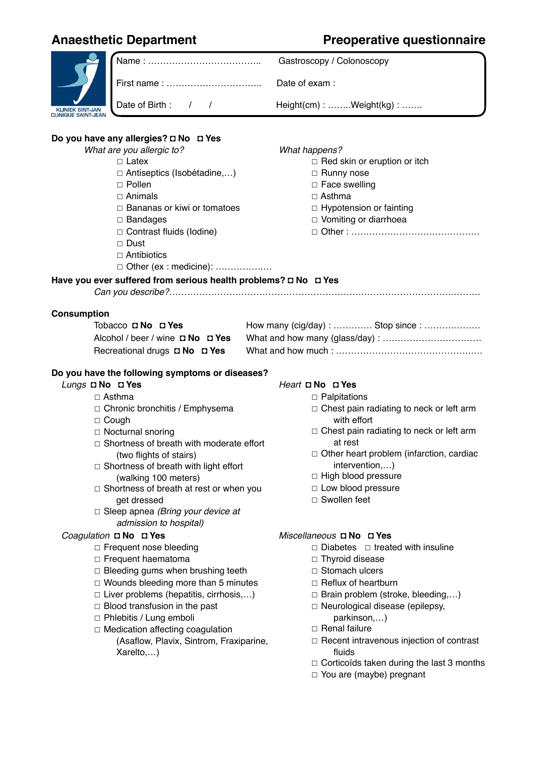# Anaesthetic Department

# Preoperative questionnaire

KLINIEK SINT-JAN
CLINIQUE SAINT-JEAN

| | |
|---|---|
| Name : ……………………………….. | Gastroscopy / Colonoscopy |
| First name : ………………………….. | Date of exam : |
| Date of Birth : / / | Height(cm) : ……..Weight(kg) : ……. |

**Do you have any allergies? ◘ No ◘ Yes**

*What are you allergic to?*

- □ Latex
- □ Antiseptics (Isobétadine,…)
- □ Pollen
- □ Animals
- □ Bananas or kiwi or tomatoes
- □ Bandages
- □ Contrast fluids (Iodine)
- □ Dust
- □ Antibiotics
- □ Other (ex : medicine): ………………..

*What happens?*

- □ Red skin or eruption or itch
- □ Runny nose
- □ Face swelling
- □ Asthma
- □ Hypotension or fainting
- □ Vomiting or diarrhoea
- □ Other : ……………………………………

**Have you ever suffered from serious health problems? ◘ No ◘ Yes**

*Can you describe?*……………………………………………………………………………………

**Consumption**

| | |
|---|---|
| Tobacco **◘ No ◘ Yes** | How many (cig/day) : …………. Stop since : ………………. |
| Alcohol / beer / wine **◘ No ◘ Yes** | What and how many (glass/day) : …………………………… |
| Recreational drugs **◘ No ◘ Yes** | What and how much : ………………………………………… |

**Do you have the following symptoms or diseases?**

*Lungs* **◘ No ◘ Yes**

- □ Asthma
- □ Chronic bronchitis / Emphysema
- □ Cough
- □ Nocturnal snoring
- □ Shortness of breath with moderate effort (two flights of stairs)
- □ Shortness of breath with light effort (walking 100 meters)
- □ Shortness of breath at rest or when you get dressed
- □ Sleep apnea *(Bring your device at admission to hospital)*

*Heart* **◘ No ◘ Yes**

- □ Palpitations
- □ Chest pain radiating to neck or left arm with effort
- □ Chest pain radiating to neck or left arm at rest
- □ Other heart problem (infarction, cardiac intervention,…)
- □ High blood pressure
- □ Low blood pressure
- □ Swollen feet

*Coagulation* **◘ No ◘ Yes**

- □ Frequent nose bleeding
- □ Frequent haematoma
- □ Bleeding gums when brushing teeth
- □ Wounds bleeding more than 5 minutes
- □ Liver problems (hepatitis, cirrhosis,…)
- □ Blood transfusion in the past
- □ Phlebitis / Lung emboli
- □ Medication affecting coagulation (Asaflow, Plavix, Sintrom, Fraxiparine, Xarelto,…)

*Miscellaneous* **◘ No ◘ Yes**

- □ Diabetes □ treated with insuline
- □ Thyroid disease
- □ Stomach ulcers
- □ Reflux of heartburn
- □ Brain problem (stroke, bleeding,…)
- □ Neurological disease (epilepsy, parkinson,…)
- □ Renal failure
- □ Recent intravenous injection of contrast fluids
- □ Corticoïds taken during the last 3 months
- □ You are (maybe) pregnant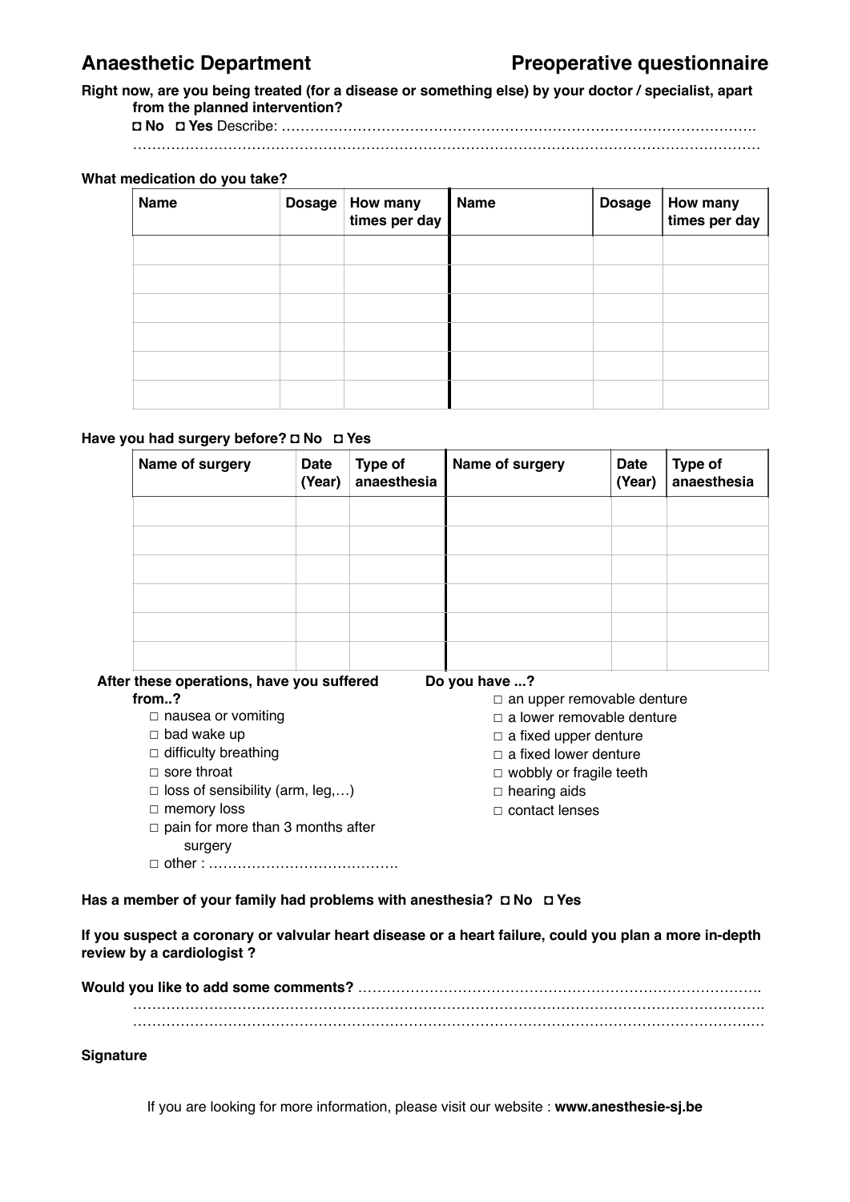## Anaesthetic Department

## Preoperative questionnaire

**Right now, are you being treated (for a disease or something else) by your doctor / specialist, apart from the planned intervention?**

☐ **No** ☐ **Yes** Describe: ……………………………………………………………………………………….
…………………………………………………………………………………………………………………………

**What medication do you take?**

| Name | Dosage | How many times per day | Name | Dosage | How many times per day |
|---|---|---|---|---|---|
| | | | | | |
| | | | | | |
| | | | | | |
| | | | | | |
| | | | | | |
| | | | | | |

**Have you had surgery before?** ☐ **No** ☐ **Yes**

| Name of surgery | Date (Year) | Type of anaesthesia | Name of surgery | Date (Year) | Type of anaesthesia |
|---|---|---|---|---|---|
| | | | | | |
| | | | | | |
| | | | | | |
| | | | | | |
| | | | | | |
| | | | | | |

**After these operations, have you suffered from..?**

- □ nausea or vomiting
- □ bad wake up
- □ difficulty breathing
- □ sore throat
- □ loss of sensibility (arm, leg,…)
- □ memory loss
- □ pain for more than 3 months after surgery
- □ other : ………………………………….

**Do you have ...?**

- □ an upper removable denture
- □ a lower removable denture
- □ a fixed upper denture
- □ a fixed lower denture
- □ wobbly or fragile teeth
- □ hearing aids
- □ contact lenses

**Has a member of your family had problems with anesthesia?** ☐ **No** ☐ **Yes**

**If you suspect a coronary or valvular heart disease or a heart failure, could you plan a more in-depth review by a cardiologist ?**

**Would you like to add some comments?** …………………………………………………………………………
…………………………………………………………………………………………………………………………
…………………………………………………………………………………………………………………………

**Signature**

If you are looking for more information, please visit our website : **www.anesthesie-sj.be**